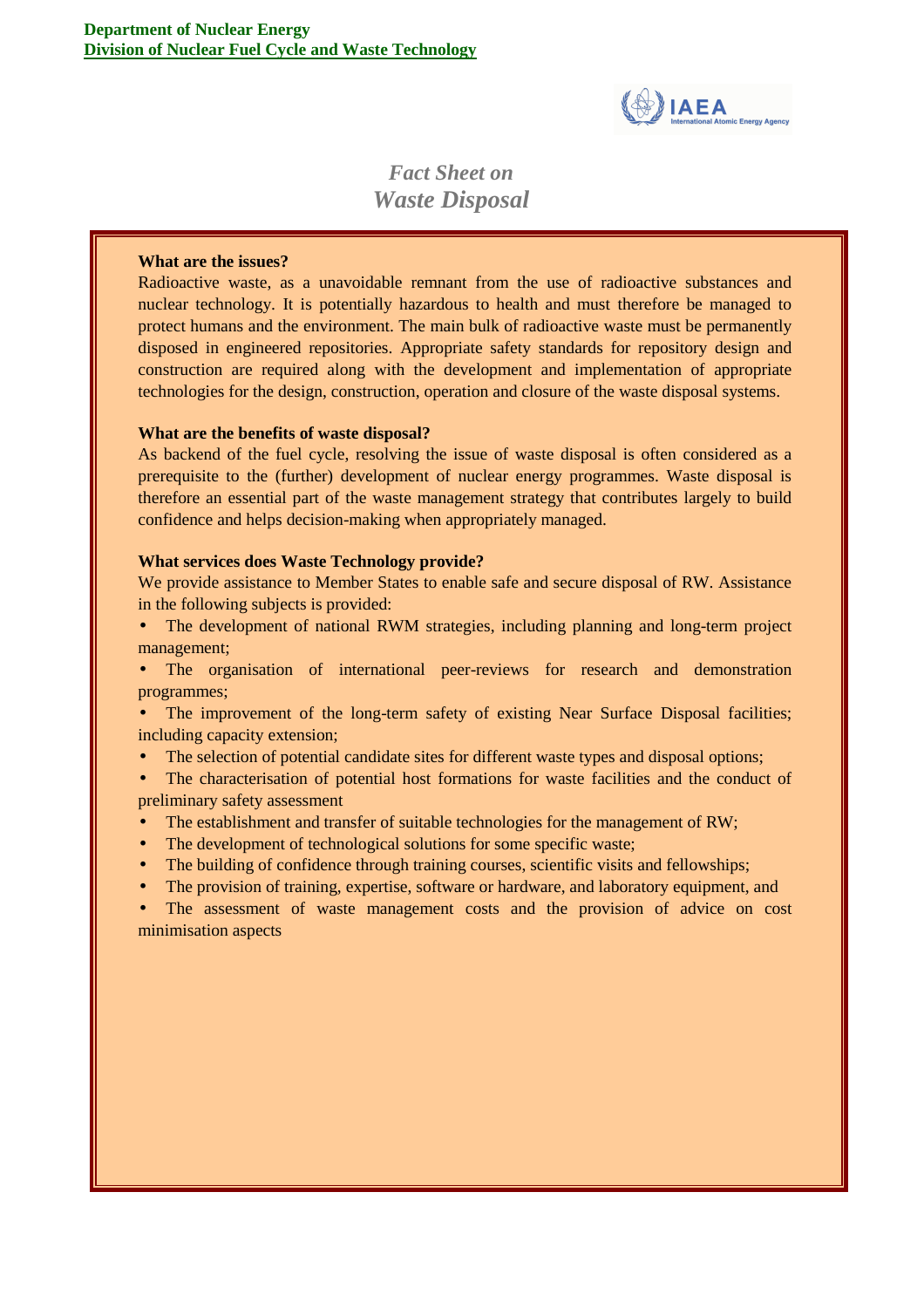**Department of Nuclear Energy**
**Division of Nuclear Fuel Cycle and Waste Technology**

IAEA
International Atomic Energy Agency

# *Fact Sheet on*
# *Waste Disposal*

**What are the issues?**

Radioactive waste, as a unavoidable remnant from the use of radioactive substances and nuclear technology. It is potentially hazardous to health and must therefore be managed to protect humans and the environment. The main bulk of radioactive waste must be permanently disposed in engineered repositories. Appropriate safety standards for repository design and construction are required along with the development and implementation of appropriate technologies for the design, construction, operation and closure of the waste disposal systems.

**What are the benefits of waste disposal?**

As backend of the fuel cycle, resolving the issue of waste disposal is often considered as a prerequisite to the (further) development of nuclear energy programmes. Waste disposal is therefore an essential part of the waste management strategy that contributes largely to build confidence and helps decision-making when appropriately managed.

**What services does Waste Technology provide?**

We provide assistance to Member States to enable safe and secure disposal of RW. Assistance in the following subjects is provided:

- The development of national RWM strategies, including planning and long-term project management;
- The organisation of international peer-reviews for research and demonstration programmes;
- The improvement of the long-term safety of existing Near Surface Disposal facilities; including capacity extension;
- The selection of potential candidate sites for different waste types and disposal options;
- The characterisation of potential host formations for waste facilities and the conduct of preliminary safety assessment
- The establishment and transfer of suitable technologies for the management of RW;
- The development of technological solutions for some specific waste;
- The building of confidence through training courses, scientific visits and fellowships;
- The provision of training, expertise, software or hardware, and laboratory equipment, and
- The assessment of waste management costs and the provision of advice on cost minimisation aspects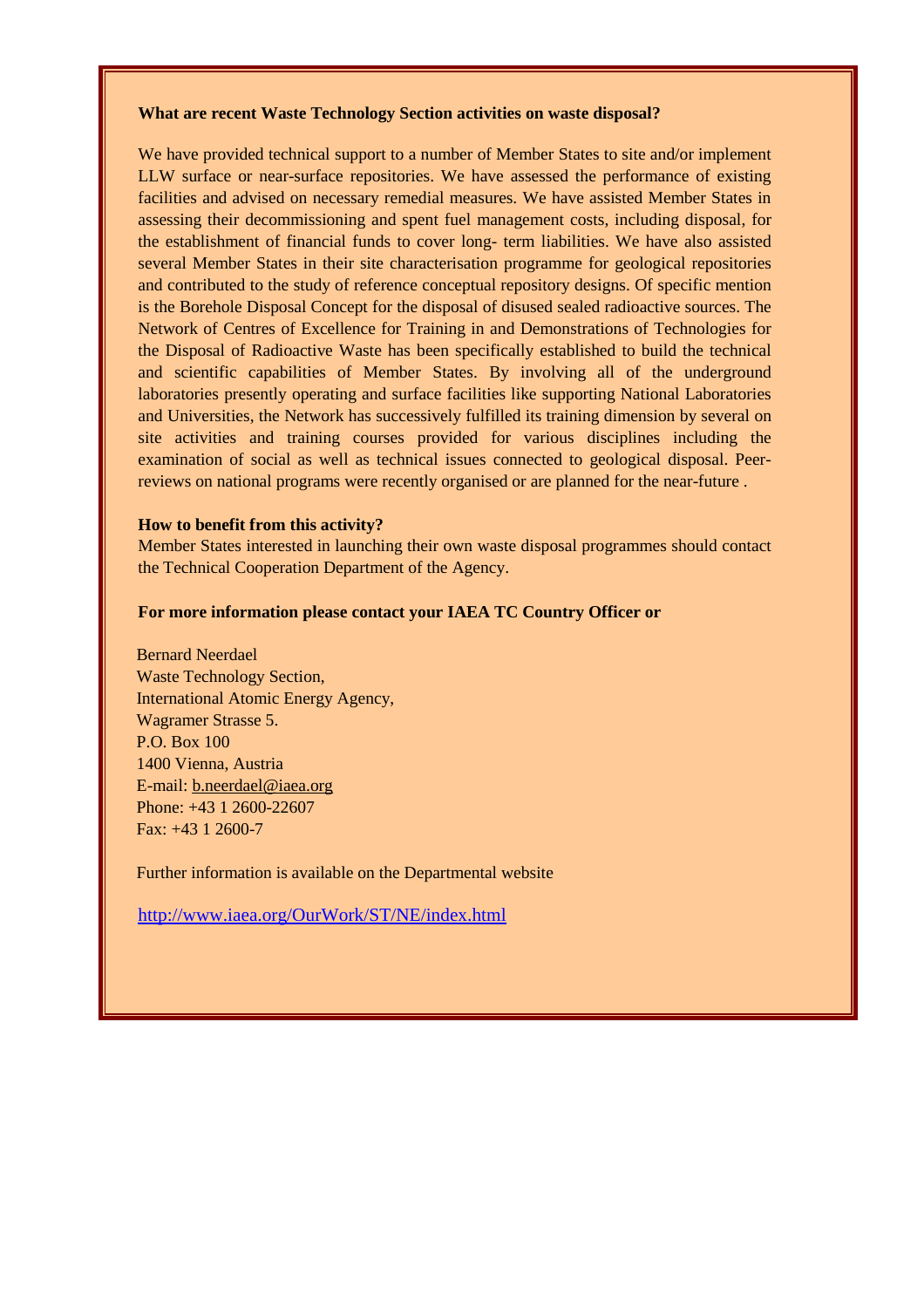**What are recent Waste Technology Section activities on waste disposal?**

We have provided technical support to a number of Member States to site and/or implement LLW surface or near-surface repositories. We have assessed the performance of existing facilities and advised on necessary remedial measures. We have assisted Member States in assessing their decommissioning and spent fuel management costs, including disposal, for the establishment of financial funds to cover long- term liabilities. We have also assisted several Member States in their site characterisation programme for geological repositories and contributed to the study of reference conceptual repository designs. Of specific mention is the Borehole Disposal Concept for the disposal of disused sealed radioactive sources. The Network of Centres of Excellence for Training in and Demonstrations of Technologies for the Disposal of Radioactive Waste has been specifically established to build the technical and scientific capabilities of Member States. By involving all of the underground laboratories presently operating and surface facilities like supporting National Laboratories and Universities, the Network has successively fulfilled its training dimension by several on site activities and training courses provided for various disciplines including the examination of social as well as technical issues connected to geological disposal. Peer-reviews on national programs were recently organised or are planned for the near-future .

**How to benefit from this activity?**

Member States interested in launching their own waste disposal programmes should contact the Technical Cooperation Department of the Agency.

**For more information please contact your IAEA TC Country Officer or**

Bernard Neerdael
Waste Technology Section,
International Atomic Energy Agency,
Wagramer Strasse 5.
P.O. Box 100
1400 Vienna, Austria
E-mail: b.neerdael@iaea.org
Phone: +43 1 2600-22607
Fax: +43 1 2600-7

Further information is available on the Departmental website

http://www.iaea.org/OurWork/ST/NE/index.html